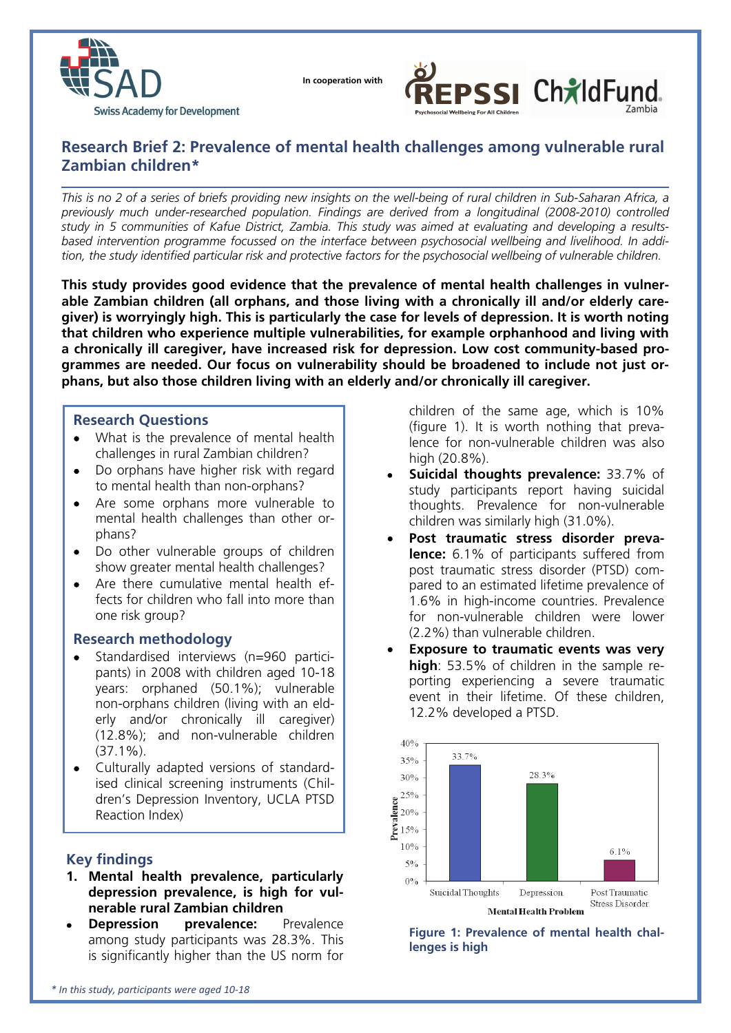SAD Swiss Academy for Development

In cooperation with

REPSSI Psychosocial Wellbeing For All Children

ChildFund Zambia

# Research Brief 2: Prevalence of mental health challenges among vulnerable rural Zambian children*

*This is no 2 of a series of briefs providing new insights on the well-being of rural children in Sub-Saharan Africa, a previously much under-researched population. Findings are derived from a longitudinal (2008-2010) controlled study in 5 communities of Kafue District, Zambia. This study was aimed at evaluating and developing a results-based intervention programme focussed on the interface between psychosocial wellbeing and livelihood. In addition, the study identified particular risk and protective factors for the psychosocial wellbeing of vulnerable children.*

**This study provides good evidence that the prevalence of mental health challenges in vulnerable Zambian children (all orphans, and those living with a chronically ill and/or elderly caregiver) is worryingly high. This is particularly the case for levels of depression. It is worth noting that children who experience multiple vulnerabilities, for example orphanhood and living with a chronically ill caregiver, have increased risk for depression. Low cost community-based programmes are needed. Our focus on vulnerability should be broadened to include not just orphans, but also those children living with an elderly and/or chronically ill caregiver.**

## Research Questions

- What is the prevalence of mental health challenges in rural Zambian children?
- Do orphans have higher risk with regard to mental health than non-orphans?
- Are some orphans more vulnerable to mental health challenges than other orphans?
- Do other vulnerable groups of children show greater mental health challenges?
- Are there cumulative mental health effects for children who fall into more than one risk group?

## Research methodology

- Standardised interviews (n=960 participants) in 2008 with children aged 10-18 years: orphaned (50.1%); vulnerable non-orphans children (living with an elderly and/or chronically ill caregiver) (12.8%); and non-vulnerable children (37.1%).
- Culturally adapted versions of standardised clinical screening instruments (Children's Depression Inventory, UCLA PTSD Reaction Index)

## Key findings

1. **Mental health prevalence, particularly depression prevalence, is high for vulnerable rural Zambian children**

- **Depression prevalence:** Prevalence among study participants was 28.3%. This is significantly higher than the US norm for children of the same age, which is 10% (figure 1). It is worth nothing that prevalence for non-vulnerable children was also high (20.8%).
- **Suicidal thoughts prevalence:** 33.7% of study participants report having suicidal thoughts. Prevalence for non-vulnerable children was similarly high (31.0%).
- **Post traumatic stress disorder prevalence:** 6.1% of participants suffered from post traumatic stress disorder (PTSD) compared to an estimated lifetime prevalence of 1.6% in high-income countries. Prevalence for non-vulnerable children were lower (2.2%) than vulnerable children.
- **Exposure to traumatic events was very high**: 53.5% of children in the sample reporting experiencing a severe traumatic event in their lifetime. Of these children, 12.2% developed a PTSD.

| Mental Health Problem | Prevalence |
|---|---|
| Suicidal Thoughts | 33.7% |
| Depression | 28.3% |
| Post Traumatic Stress Disorder | 6.1% |

**Figure 1: Prevalence of mental health challenges is high**

*\* In this study, participants were aged 10-18*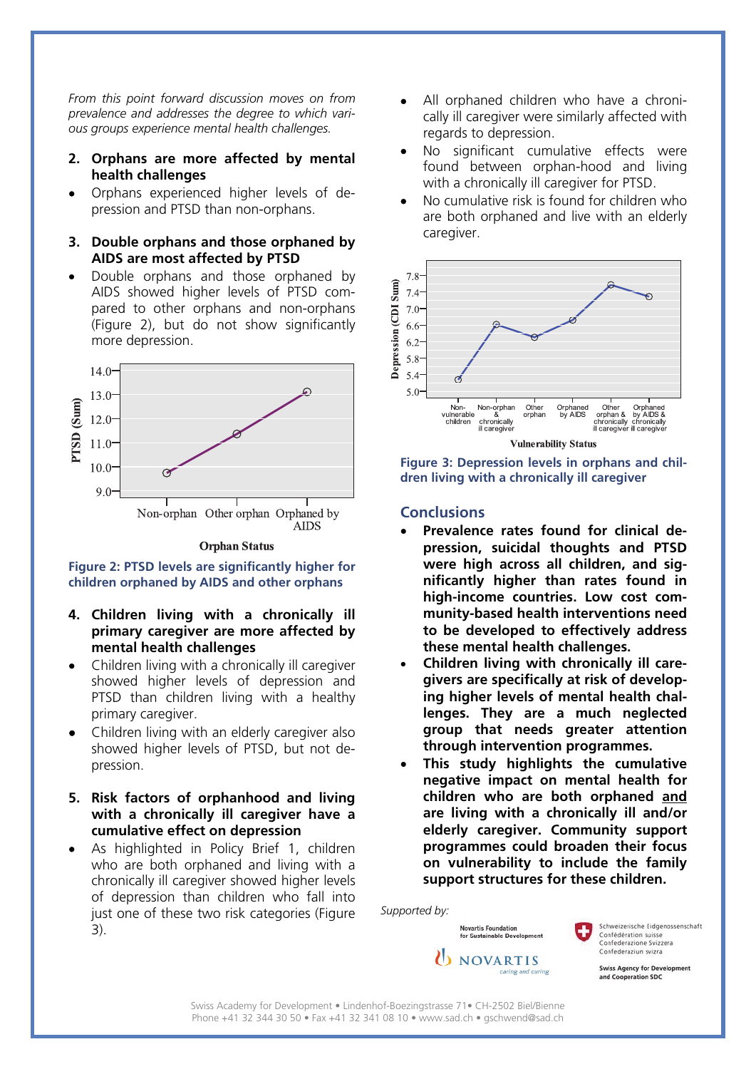*From this point forward discussion moves on from prevalence and addresses the degree to which various groups experience mental health challenges.*

## 2. Orphans are more affected by mental health challenges

- Orphans experienced higher levels of depression and PTSD than non-orphans.

## 3. Double orphans and those orphaned by AIDS are most affected by PTSD

- Double orphans and those orphaned by AIDS showed higher levels of PTSD compared to other orphans and non-orphans (Figure 2), but do not show significantly more depression.

PTSD (Sum)
14.0
13.0
12.0
11.0
10.0
9.0
Non-orphan
Other orphan
Orphaned by AIDS
Orphan Status

**Figure 2: PTSD levels are significantly higher for children orphaned by AIDS and other orphans**

## 4. Children living with a chronically ill primary caregiver are more affected by mental health challenges

- Children living with a chronically ill caregiver showed higher levels of depression and PTSD than children living with a healthy primary caregiver.
- Children living with an elderly caregiver also showed higher levels of PTSD, but not depression.

## 5. Risk factors of orphanhood and living with a chronically ill caregiver have a cumulative effect on depression

- As highlighted in Policy Brief 1, children who are both orphaned and living with a chronically ill caregiver showed higher levels of depression than children who fall into just one of these two risk categories (Figure 3).
- All orphaned children who have a chronically ill caregiver were similarly affected with regards to depression.
- No significant cumulative effects were found between orphan-hood and living with a chronically ill caregiver for PTSD.
- No cumulative risk is found for children who are both orphaned and live with an elderly caregiver.

Depression (CDI Sum)
7.8
7.4
7.0
6.6
6.2
5.8
5.4
5.0
Non-vulnerable children
Non-orphan & chronically ill caregiver
Other orphan
Orphaned by AIDS
Other orphan & chronically ill caregiver
Orphaned by AIDS & chronically ill caregiver
Vulnerability Status

**Figure 3: Depression levels in orphans and children living with a chronically ill caregiver**

## Conclusions

- **Prevalence rates found for clinical depression, suicidal thoughts and PTSD were high across all children, and significantly higher than rates found in high-income countries. Low cost community-based health interventions need to be developed to effectively address these mental health challenges.**
- **Children living with chronically ill caregivers are specifically at risk of developing higher levels of mental health challenges. They are a much neglected group that needs greater attention through intervention programmes.**
- **This study highlights the cumulative negative impact on mental health for children who are both orphaned <u>and</u> are living with a chronically ill and/or elderly caregiver. Community support programmes could broaden their focus on vulnerability to include the family support structures for these children.**

*Supported by:*

Novartis Foundation for Sustainable Development
NOVARTIS caring and curing

Schweizerische Eidgenossenschaft
Confédération suisse
Confederazione Svizzera
Confederaziun svizra

Swiss Agency for Development and Cooperation SDC

Swiss Academy for Development • Lindenhof-Boezingstrasse 71• CH-2502 Biel/Bienne
Phone +41 32 344 30 50 • Fax +41 32 341 08 10 • www.sad.ch • gschwend@sad.ch